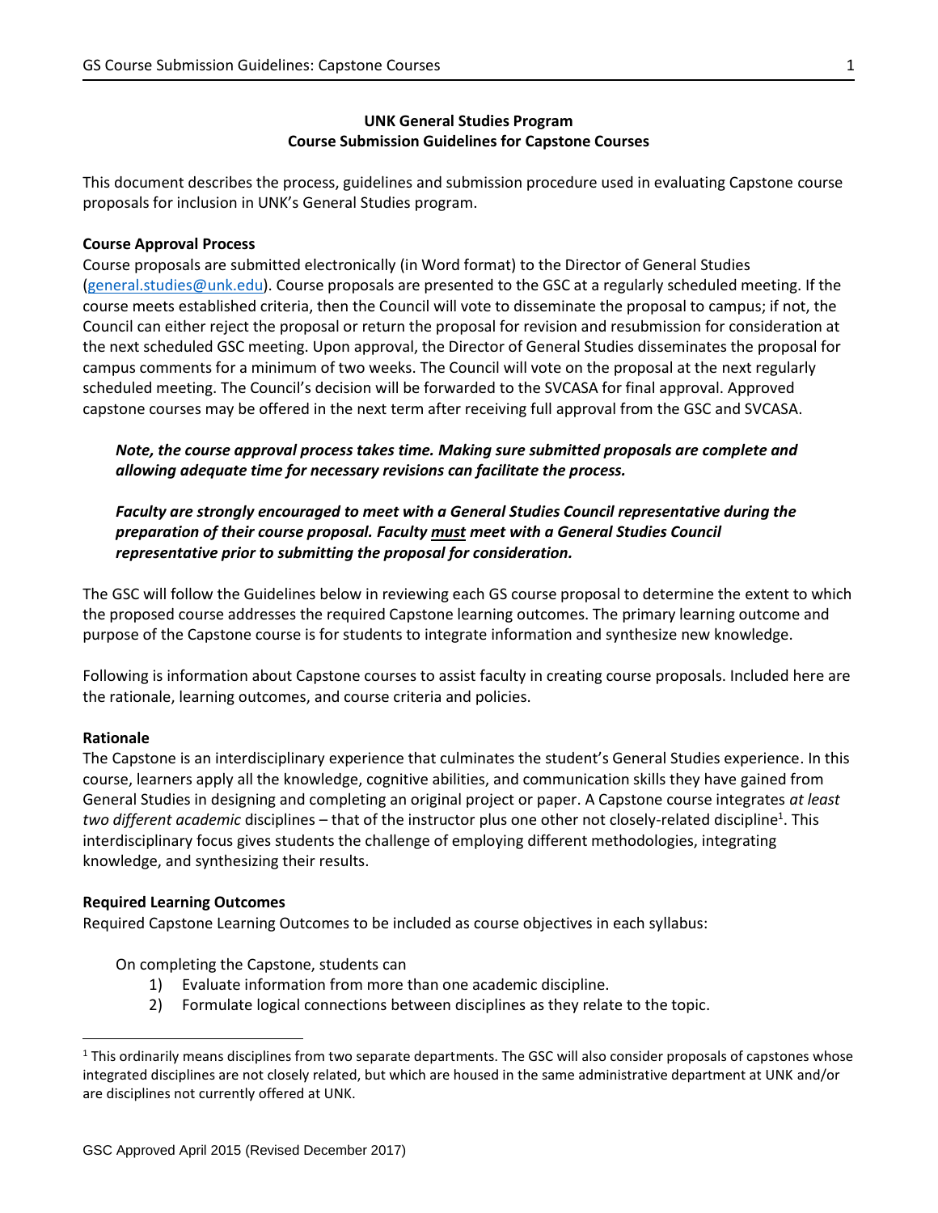**UNK General Studies Program**
**Course Submission Guidelines for Capstone Courses**

This document describes the process, guidelines and submission procedure used in evaluating Capstone course proposals for inclusion in UNK's General Studies program.

**Course Approval Process**

Course proposals are submitted electronically (in Word format) to the Director of General Studies (general.studies@unk.edu). Course proposals are presented to the GSC at a regularly scheduled meeting. If the course meets established criteria, then the Council will vote to disseminate the proposal to campus; if not, the Council can either reject the proposal or return the proposal for revision and resubmission for consideration at the next scheduled GSC meeting. Upon approval, the Director of General Studies disseminates the proposal for campus comments for a minimum of two weeks. The Council will vote on the proposal at the next regularly scheduled meeting. The Council's decision will be forwarded to the SVCASA for final approval. Approved capstone courses may be offered in the next term after receiving full approval from the GSC and SVCASA.

> ***Note, the course approval process takes time. Making sure submitted proposals are complete and allowing adequate time for necessary revisions can facilitate the process.***
>
> ***Faculty are strongly encouraged to meet with a General Studies Council representative during the preparation of their course proposal. Faculty must meet with a General Studies Council representative prior to submitting the proposal for consideration.***

The GSC will follow the Guidelines below in reviewing each GS course proposal to determine the extent to which the proposed course addresses the required Capstone learning outcomes. The primary learning outcome and purpose of the Capstone course is for students to integrate information and synthesize new knowledge.

Following is information about Capstone courses to assist faculty in creating course proposals. Included here are the rationale, learning outcomes, and course criteria and policies.

**Rationale**

The Capstone is an interdisciplinary experience that culminates the student's General Studies experience. In this course, learners apply all the knowledge, cognitive abilities, and communication skills they have gained from General Studies in designing and completing an original project or paper. A Capstone course integrates *at least two different academic* disciplines – that of the instructor plus one other not closely-related discipline[1]. This interdisciplinary focus gives students the challenge of employing different methodologies, integrating knowledge, and synthesizing their results.

**Required Learning Outcomes**

Required Capstone Learning Outcomes to be included as course objectives in each syllabus:

On completing the Capstone, students can

1) Evaluate information from more than one academic discipline.
2) Formulate logical connections between disciplines as they relate to the topic.

[1] This ordinarily means disciplines from two separate departments. The GSC will also consider proposals of capstones whose integrated disciplines are not closely related, but which are housed in the same administrative department at UNK and/or are disciplines not currently offered at UNK.

GSC Approved April 2015 (Revised December 2017)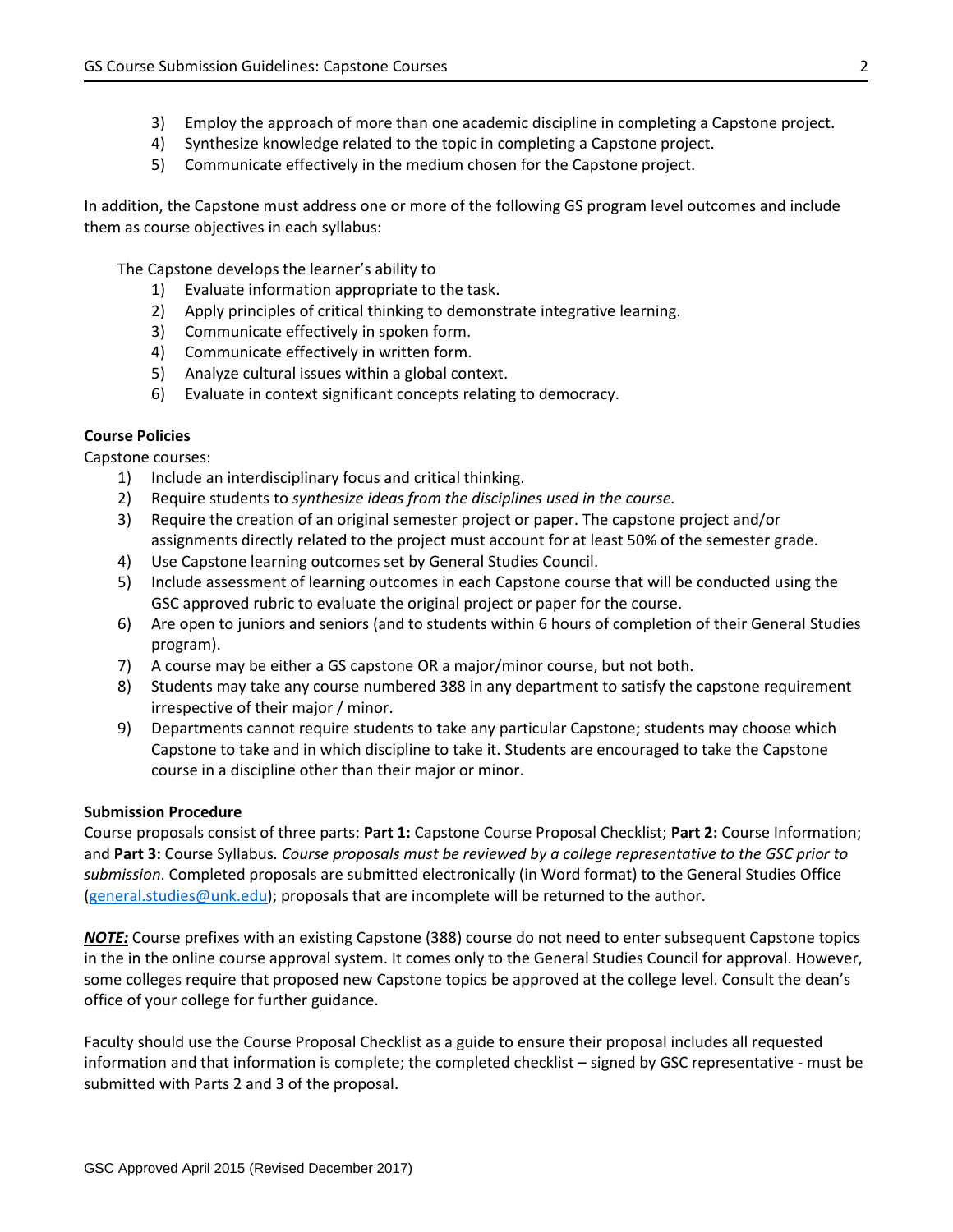3) Employ the approach of more than one academic discipline in completing a Capstone project.
4) Synthesize knowledge related to the topic in completing a Capstone project.
5) Communicate effectively in the medium chosen for the Capstone project.

In addition, the Capstone must address one or more of the following GS program level outcomes and include them as course objectives in each syllabus:

The Capstone develops the learner's ability to

1) Evaluate information appropriate to the task.
2) Apply principles of critical thinking to demonstrate integrative learning.
3) Communicate effectively in spoken form.
4) Communicate effectively in written form.
5) Analyze cultural issues within a global context.
6) Evaluate in context significant concepts relating to democracy.

**Course Policies**

Capstone courses:

1) Include an interdisciplinary focus and critical thinking.
2) Require students to *synthesize ideas from the disciplines used in the course.*
3) Require the creation of an original semester project or paper. The capstone project and/or assignments directly related to the project must account for at least 50% of the semester grade.
4) Use Capstone learning outcomes set by General Studies Council.
5) Include assessment of learning outcomes in each Capstone course that will be conducted using the GSC approved rubric to evaluate the original project or paper for the course.
6) Are open to juniors and seniors (and to students within 6 hours of completion of their General Studies program).
7) A course may be either a GS capstone OR a major/minor course, but not both.
8) Students may take any course numbered 388 in any department to satisfy the capstone requirement irrespective of their major / minor.
9) Departments cannot require students to take any particular Capstone; students may choose which Capstone to take and in which discipline to take it. Students are encouraged to take the Capstone course in a discipline other than their major or minor.

**Submission Procedure**

Course proposals consist of three parts: **Part 1:** Capstone Course Proposal Checklist; **Part 2:** Course Information; and **Part 3:** Course Syllabus. *Course proposals must be reviewed by a college representative to the GSC prior to submission*. Completed proposals are submitted electronically (in Word format) to the General Studies Office (general.studies@unk.edu); proposals that are incomplete will be returned to the author.

***NOTE:*** Course prefixes with an existing Capstone (388) course do not need to enter subsequent Capstone topics in the in the online course approval system. It comes only to the General Studies Council for approval. However, some colleges require that proposed new Capstone topics be approved at the college level. Consult the dean's office of your college for further guidance.

Faculty should use the Course Proposal Checklist as a guide to ensure their proposal includes all requested information and that information is complete; the completed checklist – signed by GSC representative - must be submitted with Parts 2 and 3 of the proposal.

GSC Approved April 2015 (Revised December 2017)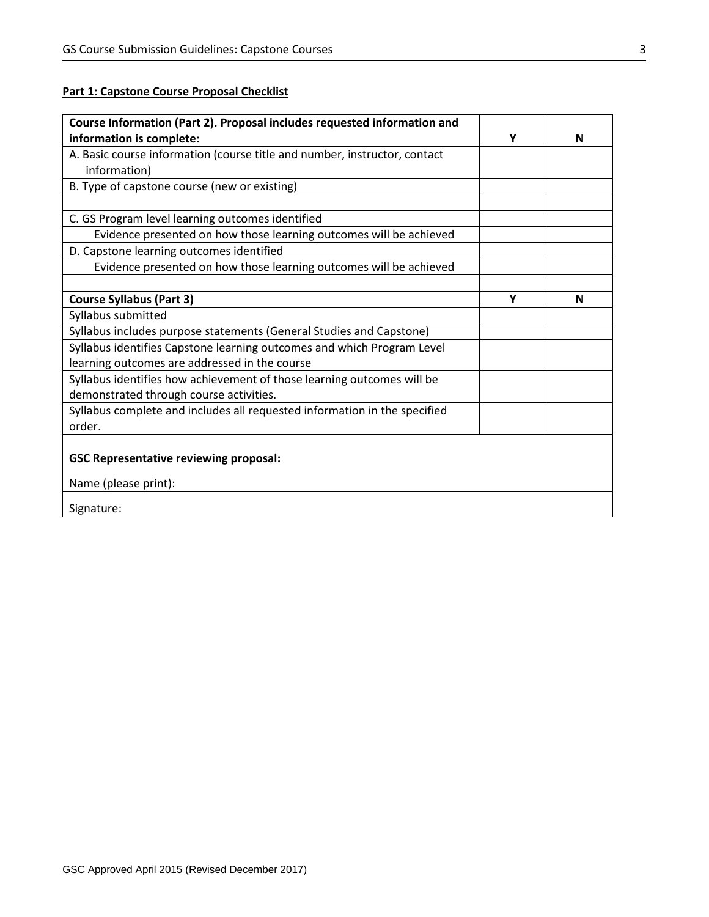**Part 1: Capstone Course Proposal Checklist**

| **Course Information (Part 2). Proposal includes requested information and information is complete:** | **Y** | **N** |
|---|---|---|
| A. Basic course information (course title and number, instructor, contact information) | | |
| B. Type of capstone course (new or existing) | | |
| | | |
| C. GS Program level learning outcomes identified | | |
| Evidence presented on how those learning outcomes will be achieved | | |
| D. Capstone learning outcomes identified | | |
| Evidence presented on how those learning outcomes will be achieved | | |
| | | |
| **Course Syllabus (Part 3)** | **Y** | **N** |
| Syllabus submitted | | |
| Syllabus includes purpose statements (General Studies and Capstone) | | |
| Syllabus identifies Capstone learning outcomes and which Program Level learning outcomes are addressed in the course | | |
| Syllabus identifies how achievement of those learning outcomes will be demonstrated through course activities. | | |
| Syllabus complete and includes all requested information in the specified order. | | |
| **GSC Representative reviewing proposal:** Name (please print): | | |
| Signature: | | |

GSC Approved April 2015 (Revised December 2017)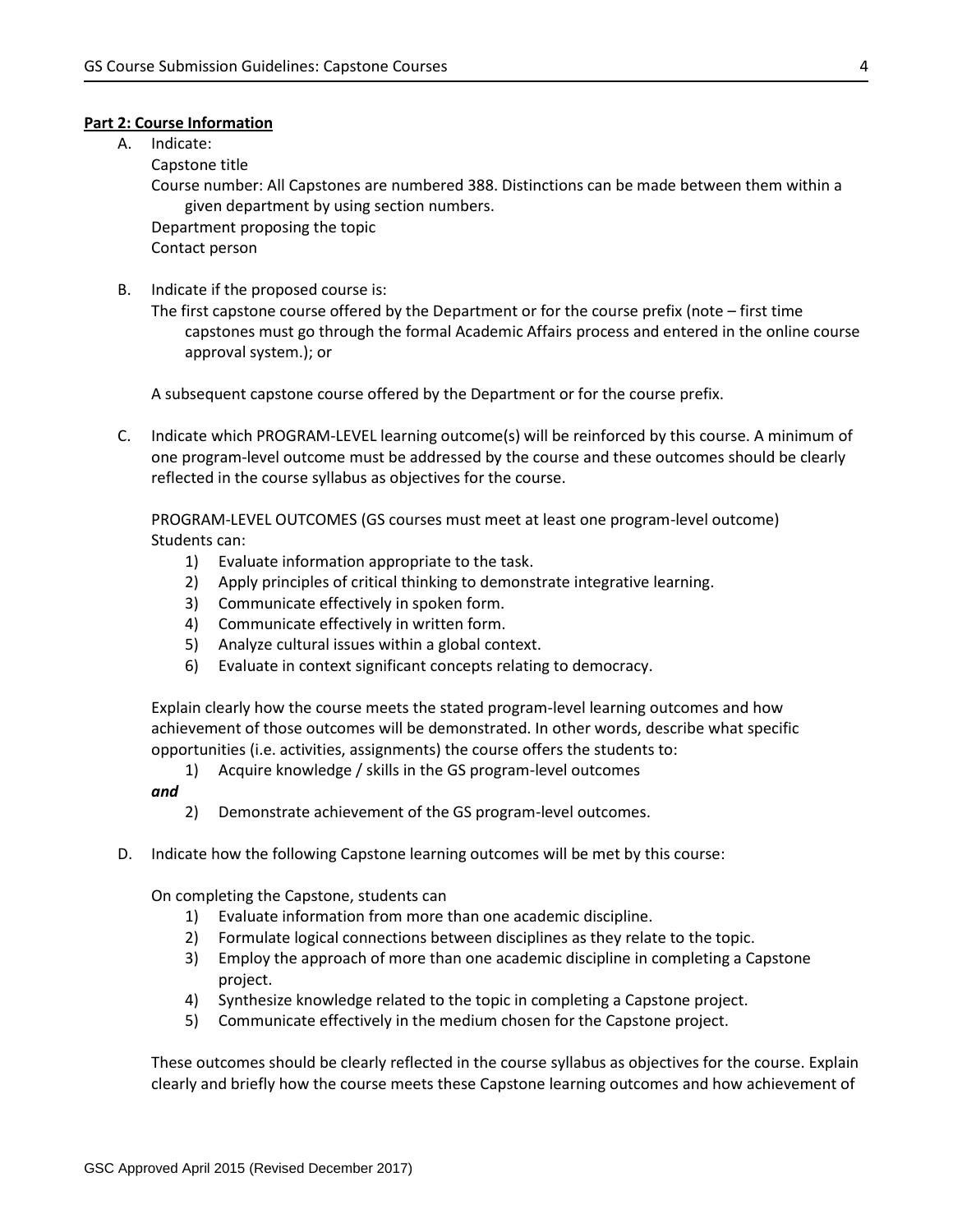**Part 2: Course Information**

A. Indicate:

Capstone title

Course number: All Capstones are numbered 388. Distinctions can be made between them within a given department by using section numbers.

Department proposing the topic

Contact person

B. Indicate if the proposed course is:

The first capstone course offered by the Department or for the course prefix (note – first time capstones must go through the formal Academic Affairs process and entered in the online course approval system.); or

A subsequent capstone course offered by the Department or for the course prefix.

C. Indicate which PROGRAM-LEVEL learning outcome(s) will be reinforced by this course. A minimum of one program-level outcome must be addressed by the course and these outcomes should be clearly reflected in the course syllabus as objectives for the course.

PROGRAM-LEVEL OUTCOMES (GS courses must meet at least one program-level outcome)
Students can:

1) Evaluate information appropriate to the task.
2) Apply principles of critical thinking to demonstrate integrative learning.
3) Communicate effectively in spoken form.
4) Communicate effectively in written form.
5) Analyze cultural issues within a global context.
6) Evaluate in context significant concepts relating to democracy.

Explain clearly how the course meets the stated program-level learning outcomes and how achievement of those outcomes will be demonstrated. In other words, describe what specific opportunities (i.e. activities, assignments) the course offers the students to:

1) Acquire knowledge / skills in the GS program-level outcomes

***and***

2) Demonstrate achievement of the GS program-level outcomes.

D. Indicate how the following Capstone learning outcomes will be met by this course:

On completing the Capstone, students can

1) Evaluate information from more than one academic discipline.
2) Formulate logical connections between disciplines as they relate to the topic.
3) Employ the approach of more than one academic discipline in completing a Capstone project.
4) Synthesize knowledge related to the topic in completing a Capstone project.
5) Communicate effectively in the medium chosen for the Capstone project.

These outcomes should be clearly reflected in the course syllabus as objectives for the course. Explain clearly and briefly how the course meets these Capstone learning outcomes and how achievement of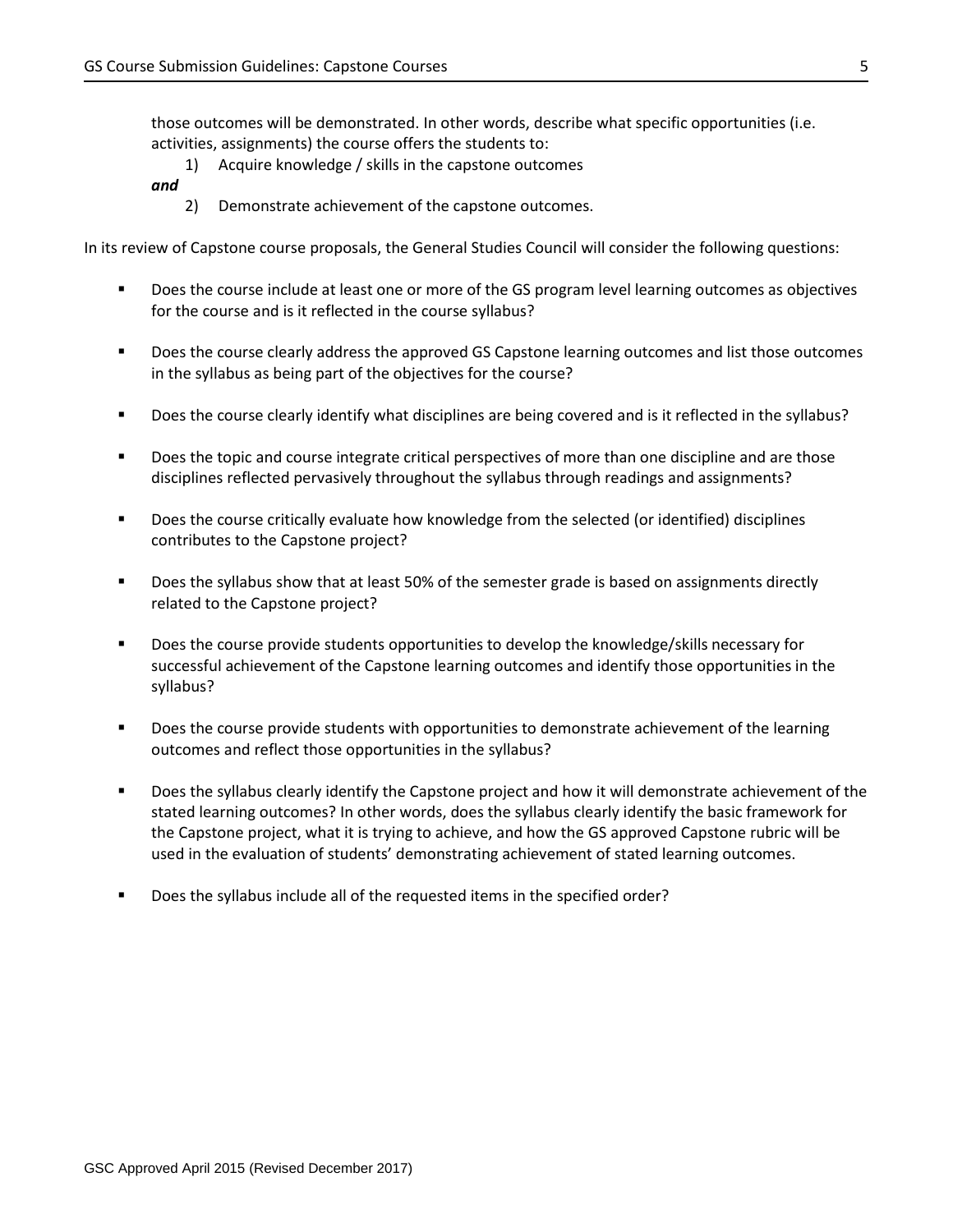those outcomes will be demonstrated. In other words, describe what specific opportunities (i.e. activities, assignments) the course offers the students to:

1) Acquire knowledge / skills in the capstone outcomes

***and***

2) Demonstrate achievement of the capstone outcomes.

In its review of Capstone course proposals, the General Studies Council will consider the following questions:

- Does the course include at least one or more of the GS program level learning outcomes as objectives for the course and is it reflected in the course syllabus?
- Does the course clearly address the approved GS Capstone learning outcomes and list those outcomes in the syllabus as being part of the objectives for the course?
- Does the course clearly identify what disciplines are being covered and is it reflected in the syllabus?
- Does the topic and course integrate critical perspectives of more than one discipline and are those disciplines reflected pervasively throughout the syllabus through readings and assignments?
- Does the course critically evaluate how knowledge from the selected (or identified) disciplines contributes to the Capstone project?
- Does the syllabus show that at least 50% of the semester grade is based on assignments directly related to the Capstone project?
- Does the course provide students opportunities to develop the knowledge/skills necessary for successful achievement of the Capstone learning outcomes and identify those opportunities in the syllabus?
- Does the course provide students with opportunities to demonstrate achievement of the learning outcomes and reflect those opportunities in the syllabus?
- Does the syllabus clearly identify the Capstone project and how it will demonstrate achievement of the stated learning outcomes? In other words, does the syllabus clearly identify the basic framework for the Capstone project, what it is trying to achieve, and how the GS approved Capstone rubric will be used in the evaluation of students' demonstrating achievement of stated learning outcomes.
- Does the syllabus include all of the requested items in the specified order?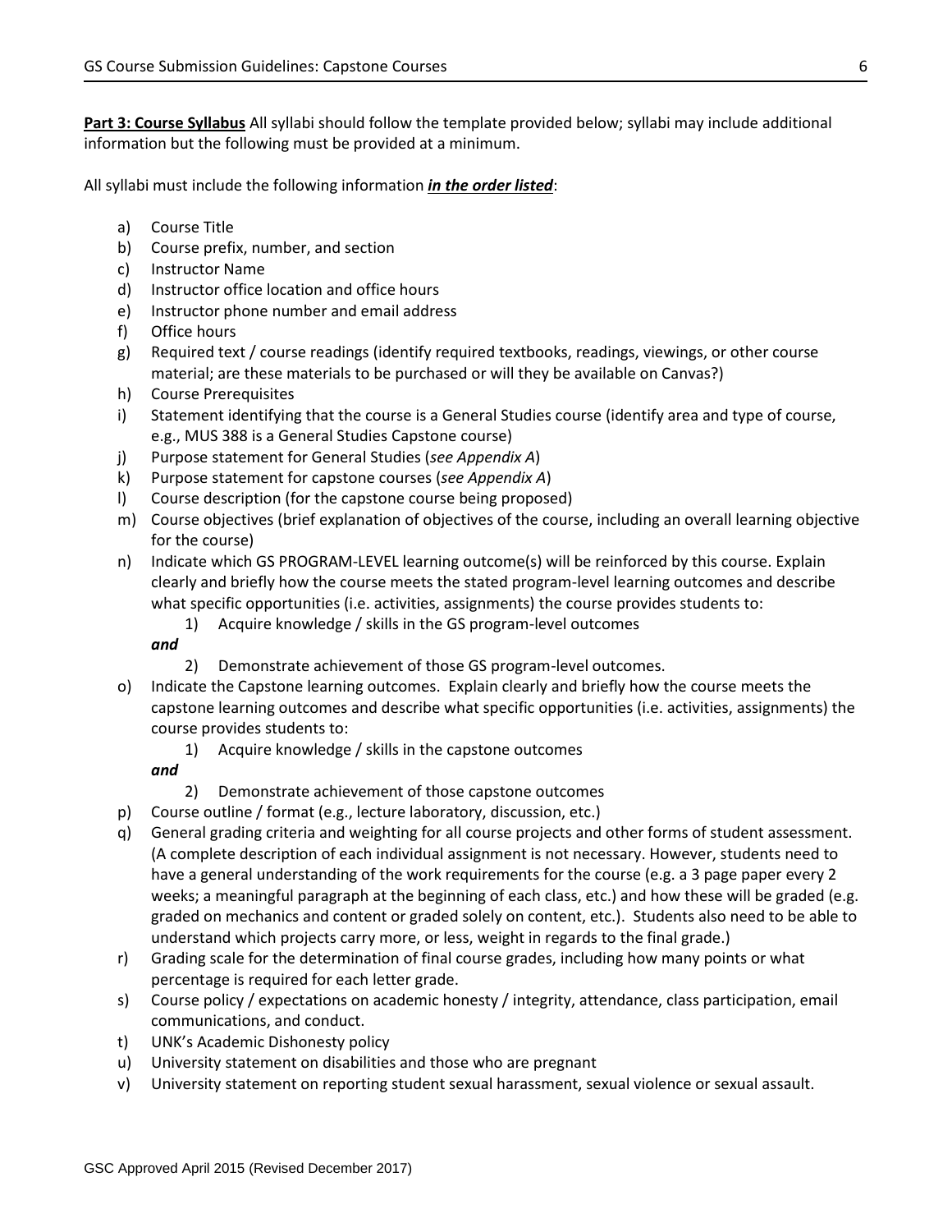**Part 3: Course Syllabus** All syllabi should follow the template provided below; syllabi may include additional information but the following must be provided at a minimum.

All syllabi must include the following information ***in the order listed***:

a) Course Title
b) Course prefix, number, and section
c) Instructor Name
d) Instructor office location and office hours
e) Instructor phone number and email address
f) Office hours
g) Required text / course readings (identify required textbooks, readings, viewings, or other course material; are these materials to be purchased or will they be available on Canvas?)
h) Course Prerequisites
i) Statement identifying that the course is a General Studies course (identify area and type of course, e.g., MUS 388 is a General Studies Capstone course)
j) Purpose statement for General Studies (*see Appendix A*)
k) Purpose statement for capstone courses (*see Appendix A*)
l) Course description (for the capstone course being proposed)
m) Course objectives (brief explanation of objectives of the course, including an overall learning objective for the course)
n) Indicate which GS PROGRAM-LEVEL learning outcome(s) will be reinforced by this course. Explain clearly and briefly how the course meets the stated program-level learning outcomes and describe what specific opportunities (i.e. activities, assignments) the course provides students to:
    1) Acquire knowledge / skills in the GS program-level outcomes

    ***and***

    2) Demonstrate achievement of those GS program-level outcomes.
o) Indicate the Capstone learning outcomes. Explain clearly and briefly how the course meets the capstone learning outcomes and describe what specific opportunities (i.e. activities, assignments) the course provides students to:
    1) Acquire knowledge / skills in the capstone outcomes

    ***and***

    2) Demonstrate achievement of those capstone outcomes
p) Course outline / format (e.g., lecture laboratory, discussion, etc.)
q) General grading criteria and weighting for all course projects and other forms of student assessment. (A complete description of each individual assignment is not necessary. However, students need to have a general understanding of the work requirements for the course (e.g. a 3 page paper every 2 weeks; a meaningful paragraph at the beginning of each class, etc.) and how these will be graded (e.g. graded on mechanics and content or graded solely on content, etc.). Students also need to be able to understand which projects carry more, or less, weight in regards to the final grade.)
r) Grading scale for the determination of final course grades, including how many points or what percentage is required for each letter grade.
s) Course policy / expectations on academic honesty / integrity, attendance, class participation, email communications, and conduct.
t) UNK's Academic Dishonesty policy
u) University statement on disabilities and those who are pregnant
v) University statement on reporting student sexual harassment, sexual violence or sexual assault.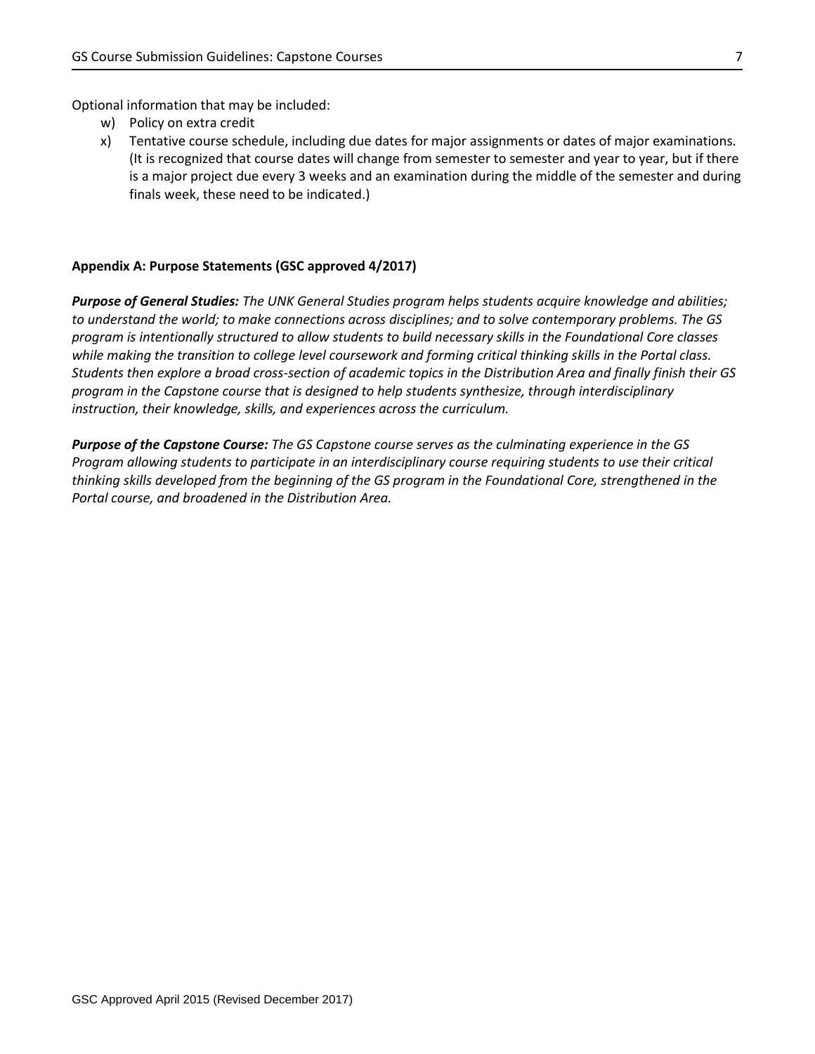Optional information that may be included:

- w) Policy on extra credit
- x) Tentative course schedule, including due dates for major assignments or dates of major examinations. (It is recognized that course dates will change from semester to semester and year to year, but if there is a major project due every 3 weeks and an examination during the middle of the semester and during finals week, these need to be indicated.)

**Appendix A: Purpose Statements (GSC approved 4/2017)**

***Purpose of General Studies:*** *The UNK General Studies program helps students acquire knowledge and abilities; to understand the world; to make connections across disciplines; and to solve contemporary problems. The GS program is intentionally structured to allow students to build necessary skills in the Foundational Core classes while making the transition to college level coursework and forming critical thinking skills in the Portal class. Students then explore a broad cross-section of academic topics in the Distribution Area and finally finish their GS program in the Capstone course that is designed to help students synthesize, through interdisciplinary instruction, their knowledge, skills, and experiences across the curriculum.*

***Purpose of the Capstone Course:*** *The GS Capstone course serves as the culminating experience in the GS Program allowing students to participate in an interdisciplinary course requiring students to use their critical thinking skills developed from the beginning of the GS program in the Foundational Core, strengthened in the Portal course, and broadened in the Distribution Area.*